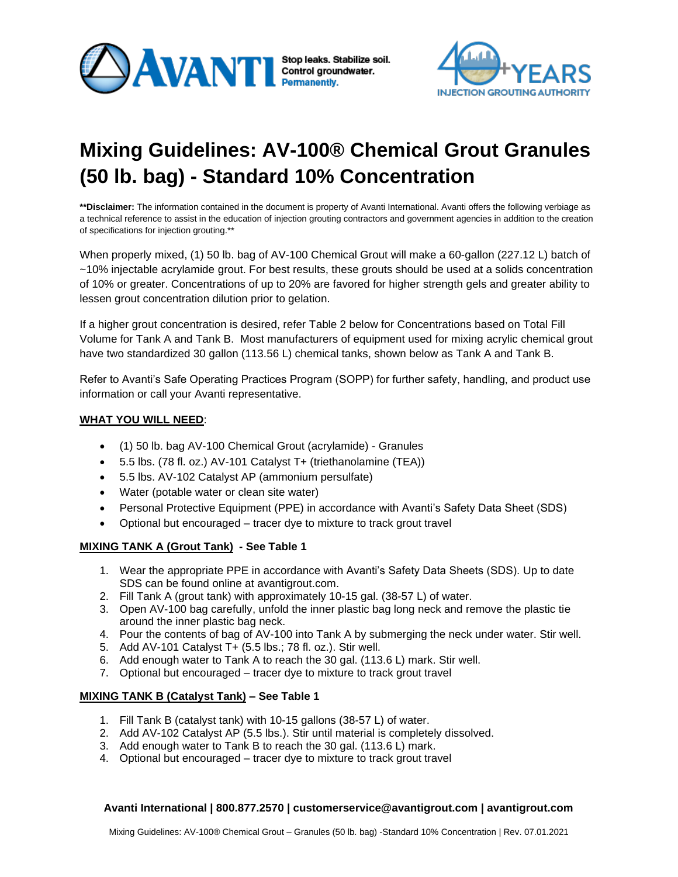# Mixing Guidelines: AV-100® Chemical Grout Granules (50 lb. bag) - Standard 10% Concentration

**\*\*Disclaimer:** The information contained in the document is property of Avanti International. Avanti offers the following verbiage as a technical reference to assist in the education of injection grouting contractors and government agencies in addition to the creation of specifications for injection grouting.\*\*

When properly mixed, (1) 50 lb. bag of AV-100 Chemical Grout will make a 60-gallon (227.12 L) batch of ~10% injectable acrylamide grout. For best results, these grouts should be used at a solids concentration of 10% or greater. Concentrations of up to 20% are favored for higher strength gels and greater ability to lessen grout concentration dilution prior to gelation.

If a higher grout concentration is desired, refer Table 2 below for Concentrations based on Total Fill Volume for Tank A and Tank B. Most manufacturers of equipment used for mixing acrylic chemical grout have two standardized 30 gallon (113.56 L) chemical tanks, shown below as Tank A and Tank B.

Refer to Avanti's Safe Operating Practices Program (SOPP) for further safety, handling, and product use information or call your Avanti representative.

**WHAT YOU WILL NEED**:

- (1) 50 lb. bag AV-100 Chemical Grout (acrylamide) - Granules
- 5.5 lbs. (78 fl. oz.) AV-101 Catalyst T+ (triethanolamine (TEA))
- 5.5 lbs. AV-102 Catalyst AP (ammonium persulfate)
- Water (potable water or clean site water)
- Personal Protective Equipment (PPE) in accordance with Avanti's Safety Data Sheet (SDS)
- Optional but encouraged – tracer dye to mixture to track grout travel

**MIXING TANK A (Grout Tank) - See Table 1**

1. Wear the appropriate PPE in accordance with Avanti's Safety Data Sheets (SDS). Up to date SDS can be found online at avantigrout.com.
2. Fill Tank A (grout tank) with approximately 10-15 gal. (38-57 L) of water.
3. Open AV-100 bag carefully, unfold the inner plastic bag long neck and remove the plastic tie around the inner plastic bag neck.
4. Pour the contents of bag of AV-100 into Tank A by submerging the neck under water. Stir well.
5. Add AV-101 Catalyst T+ (5.5 lbs.; 78 fl. oz.). Stir well.
6. Add enough water to Tank A to reach the 30 gal. (113.6 L) mark. Stir well.
7. Optional but encouraged – tracer dye to mixture to track grout travel

**MIXING TANK B (Catalyst Tank) – See Table 1**

1. Fill Tank B (catalyst tank) with 10-15 gallons (38-57 L) of water.
2. Add AV-102 Catalyst AP (5.5 lbs.). Stir until material is completely dissolved.
3. Add enough water to Tank B to reach the 30 gal. (113.6 L) mark.
4. Optional but encouraged – tracer dye to mixture to track grout travel

**Avanti International | 800.877.2570 | customerservice@avantigrout.com | avantigrout.com**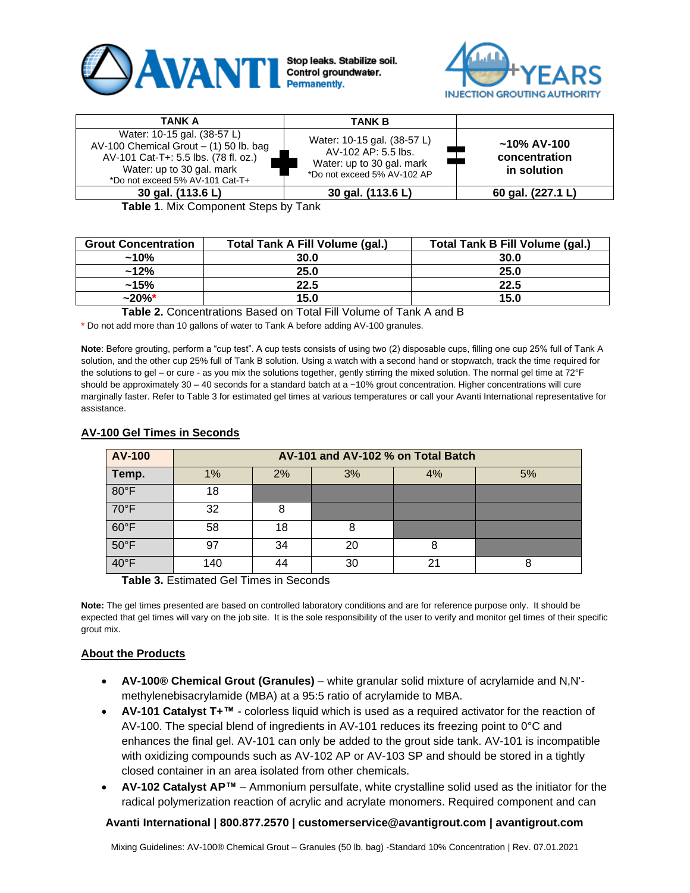| TANK A | | TANK B | | |
|---|---|---|---|---|
| Water: 10-15 gal. (38-57 L) AV-100 Chemical Grout – (1) 50 lb. bag AV-101 Cat-T+: 5.5 lbs. (78 fl. oz.) Water: up to 30 gal. mark *Do not exceed 5% AV-101 Cat-T+ | + | Water: 10-15 gal. (38-57 L) AV-102 AP: 5.5 lbs. Water: up to 30 gal. mark *Do not exceed 5% AV-102 AP | = | ~10% AV-100 concentration in solution |
| **30 gal. (113.6 L)** | | **30 gal. (113.6 L)** | | **60 gal. (227.1 L)** |

**Table 1**. Mix Component Steps by Tank

| Grout Concentration | Total Tank A Fill Volume (gal.) | Total Tank B Fill Volume (gal.) |
|---|---|---|
| **~10%** | **30.0** | **30.0** |
| **~12%** | **25.0** | **25.0** |
| **~15%** | **22.5** | **22.5** |
| **~20%*** | **15.0** | **15.0** |

**Table 2.** Concentrations Based on Total Fill Volume of Tank A and B

* Do not add more than 10 gallons of water to Tank A before adding AV-100 granules.

**Note**: Before grouting, perform a "cup test". A cup tests consists of using two (2) disposable cups, filling one cup 25% full of Tank A solution, and the other cup 25% full of Tank B solution. Using a watch with a second hand or stopwatch, track the time required for the solutions to gel – or cure - as you mix the solutions together, gently stirring the mixed solution. The normal gel time at 72°F should be approximately 30 – 40 seconds for a standard batch at a ~10% grout concentration. Higher concentrations will cure marginally faster. Refer to Table 3 for estimated gel times at various temperatures or call your Avanti International representative for assistance.

## AV-100 Gel Times in Seconds

| AV-100 | AV-101 and AV-102 % on Total Batch | | | | |
|---|---|---|---|---|---|
| **Temp.** | 1% | 2% | 3% | 4% | 5% |
| 80°F | 18 | | | | |
| 70°F | 32 | 8 | | | |
| 60°F | 58 | 18 | 8 | | |
| 50°F | 97 | 34 | 20 | 8 | |
| 40°F | 140 | 44 | 30 | 21 | 8 |

**Table 3.** Estimated Gel Times in Seconds

**Note:** The gel times presented are based on controlled laboratory conditions and are for reference purpose only. It should be expected that gel times will vary on the job site. It is the sole responsibility of the user to verify and monitor gel times of their specific grout mix.

## About the Products

- **AV-100® Chemical Grout (Granules)** – white granular solid mixture of acrylamide and N,N'-methylenebisacrylamide (MBA) at a 95:5 ratio of acrylamide to MBA.
- **AV-101 Catalyst T+™** - colorless liquid which is used as a required activator for the reaction of AV-100. The special blend of ingredients in AV-101 reduces its freezing point to 0°C and enhances the final gel. AV-101 can only be added to the grout side tank. AV-101 is incompatible with oxidizing compounds such as AV-102 AP or AV-103 SP and should be stored in a tightly closed container in an area isolated from other chemicals.
- **AV-102 Catalyst AP™** – Ammonium persulfate, white crystalline solid used as the initiator for the radical polymerization reaction of acrylic and acrylate monomers. Required component and can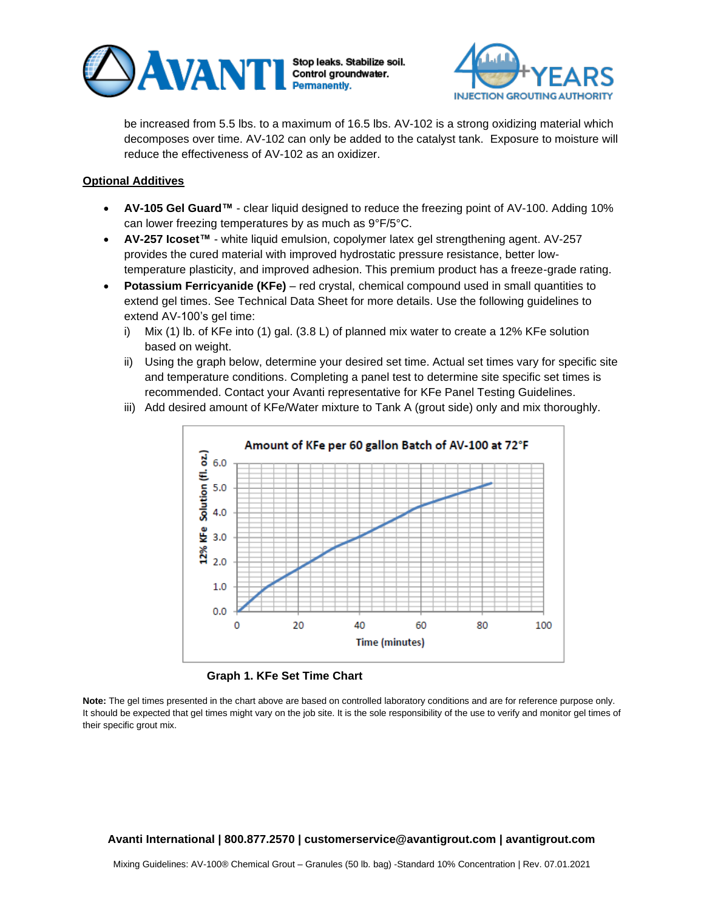be increased from 5.5 lbs. to a maximum of 16.5 lbs. AV-102 is a strong oxidizing material which decomposes over time. AV-102 can only be added to the catalyst tank. Exposure to moisture will reduce the effectiveness of AV-102 as an oxidizer.

## Optional Additives

- **AV-105 Gel Guard™** - clear liquid designed to reduce the freezing point of AV-100. Adding 10% can lower freezing temperatures by as much as 9°F/5°C.
- **AV-257 Icoset™** - white liquid emulsion, copolymer latex gel strengthening agent. AV-257 provides the cured material with improved hydrostatic pressure resistance, better low-temperature plasticity, and improved adhesion. This premium product has a freeze-grade rating.
- **Potassium Ferricyanide (KFe)** – red crystal, chemical compound used in small quantities to extend gel times. See Technical Data Sheet for more details. Use the following guidelines to extend AV-100's gel time:
  - i) Mix (1) lb. of KFe into (1) gal. (3.8 L) of planned mix water to create a 12% KFe solution based on weight.
  - ii) Using the graph below, determine your desired set time. Actual set times vary for specific site and temperature conditions. Completing a panel test to determine site specific set times is recommended. Contact your Avanti representative for KFe Panel Testing Guidelines.
  - iii) Add desired amount of KFe/Water mixture to Tank A (grout side) only and mix thoroughly.

Amount of KFe per 60 gallon Batch of AV-100 at 72°F

12% KFe Solution (fl. oz.)

6.0
5.0
4.0
3.0
2.0
1.0
0.0

0
20
40
60
80
100

Time (minutes)

**Graph 1. KFe Set Time Chart**

**Note:** The gel times presented in the chart above are based on controlled laboratory conditions and are for reference purpose only. It should be expected that gel times might vary on the job site. It is the sole responsibility of the use to verify and monitor gel times of their specific grout mix.